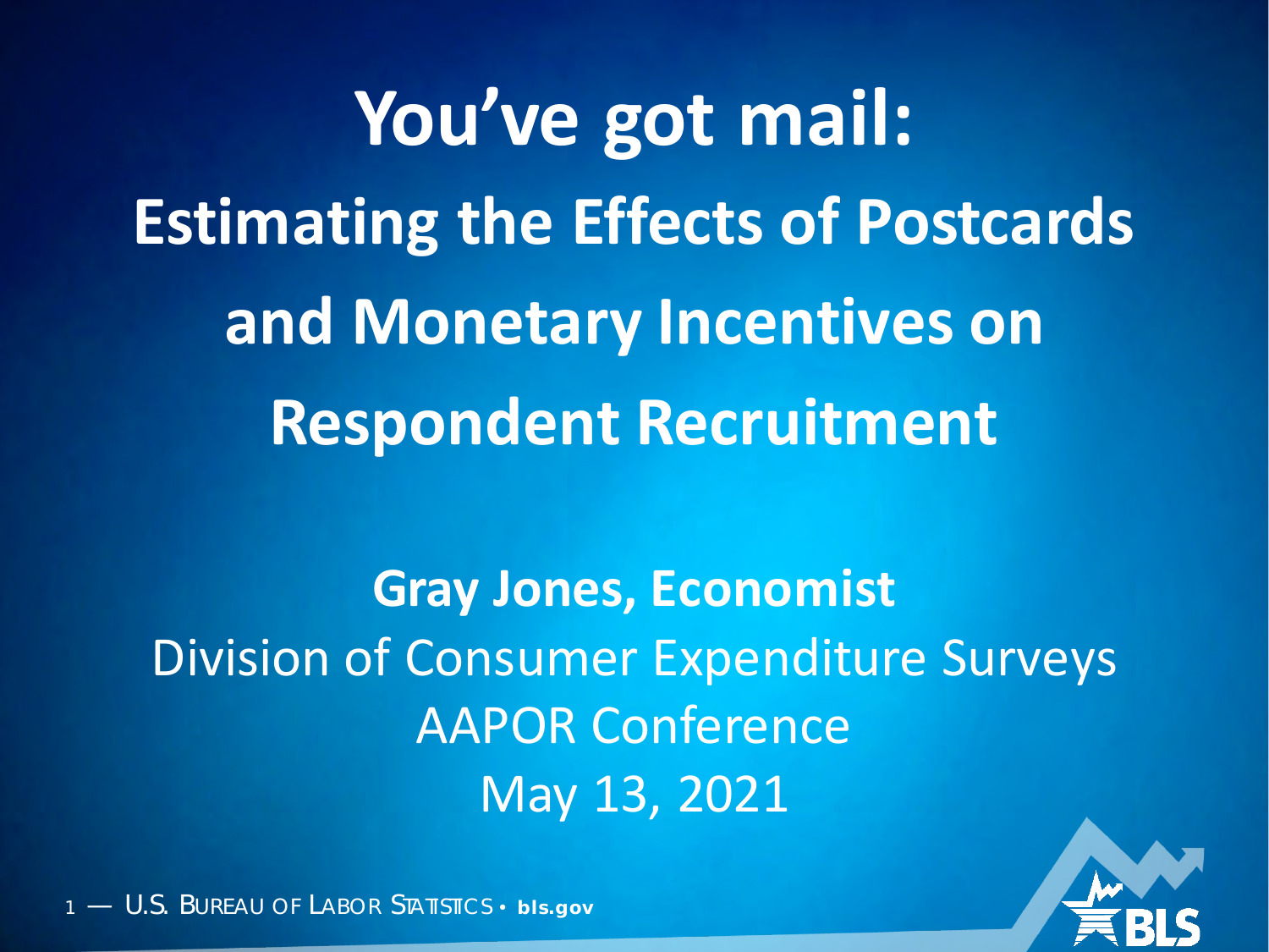# You've got mail:

## Estimating the Effects of Postcards and Monetary Incentives on Respondent Recruitment

**Gray Jones, Economist**

Division of Consumer Expenditure Surveys

AAPOR Conference

May 13, 2021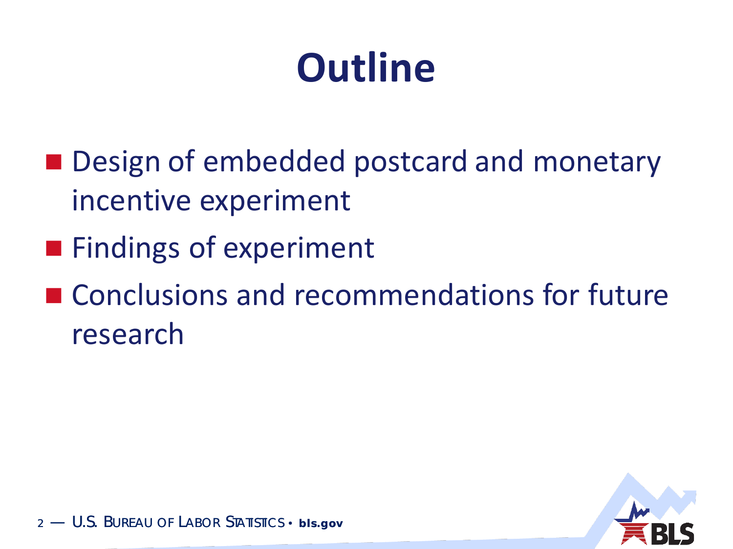# Outline

- Design of embedded postcard and monetary incentive experiment
- Findings of experiment
- Conclusions and recommendations for future research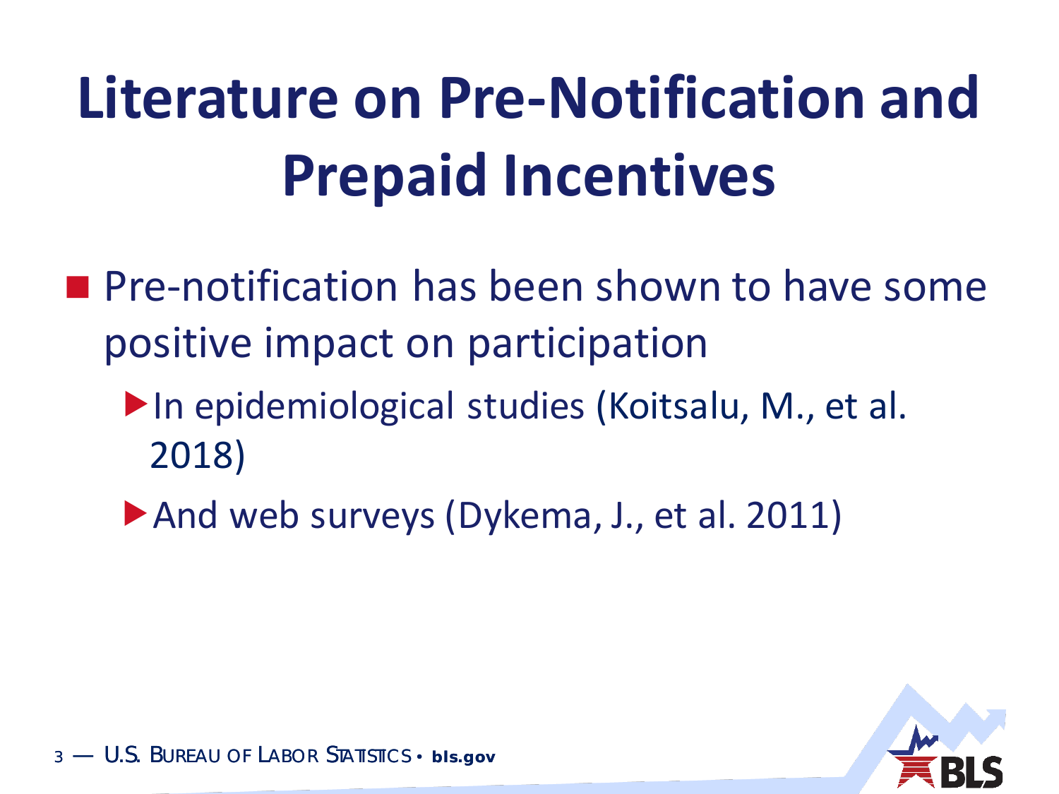# Literature on Pre-Notification and Prepaid Incentives

- Pre-notification has been shown to have some positive impact on participation
  - In epidemiological studies (Koitsalu, M., et al. 2018)
  - And web surveys (Dykema, J., et al. 2011)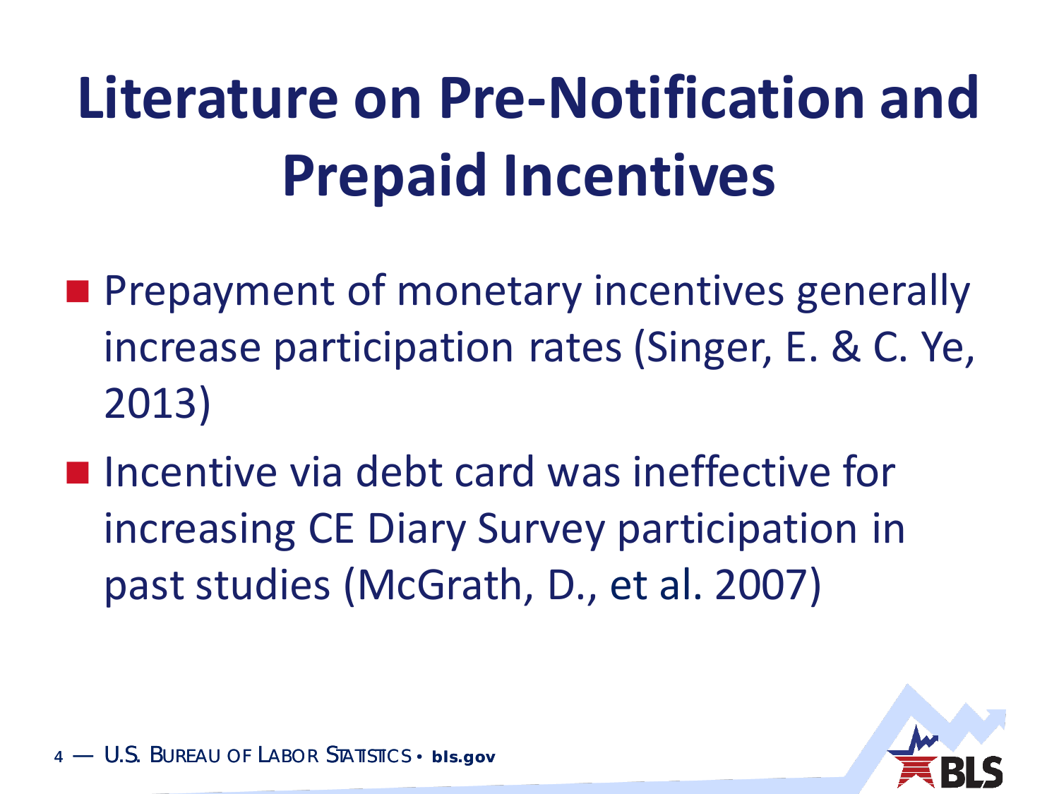# Literature on Pre-Notification and Prepaid Incentives

- Prepayment of monetary incentives generally increase participation rates (Singer, E. & C. Ye, 2013)
- Incentive via debt card was ineffective for increasing CE Diary Survey participation in past studies (McGrath, D., et al. 2007)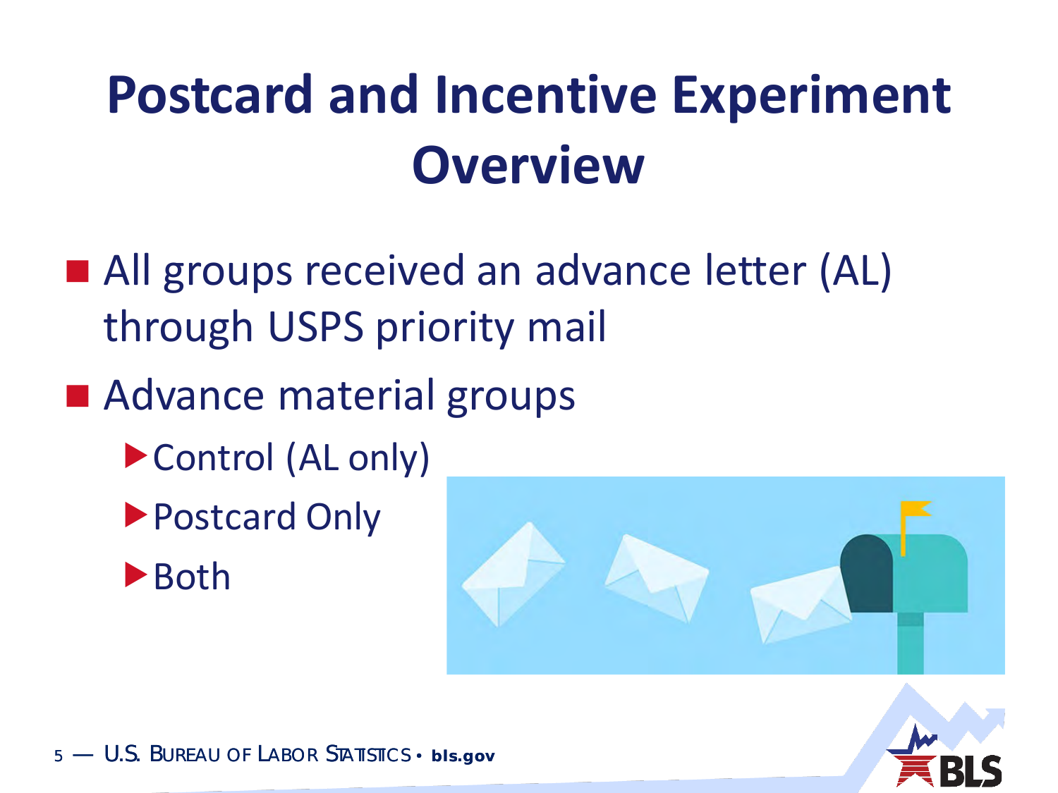# Postcard and Incentive Experiment Overview

- All groups received an advance letter (AL) through USPS priority mail
- Advance material groups
  - Control (AL only)
  - Postcard Only
  - Both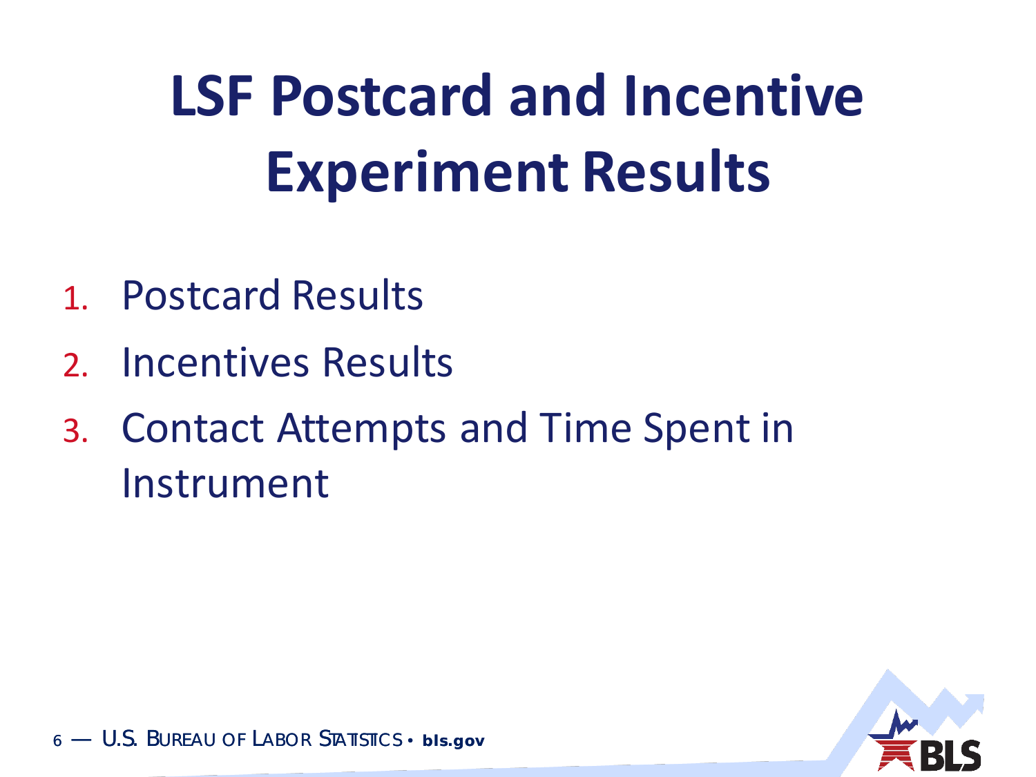# LSF Postcard and Incentive Experiment Results

1. Postcard Results
2. Incentives Results
3. Contact Attempts and Time Spent in Instrument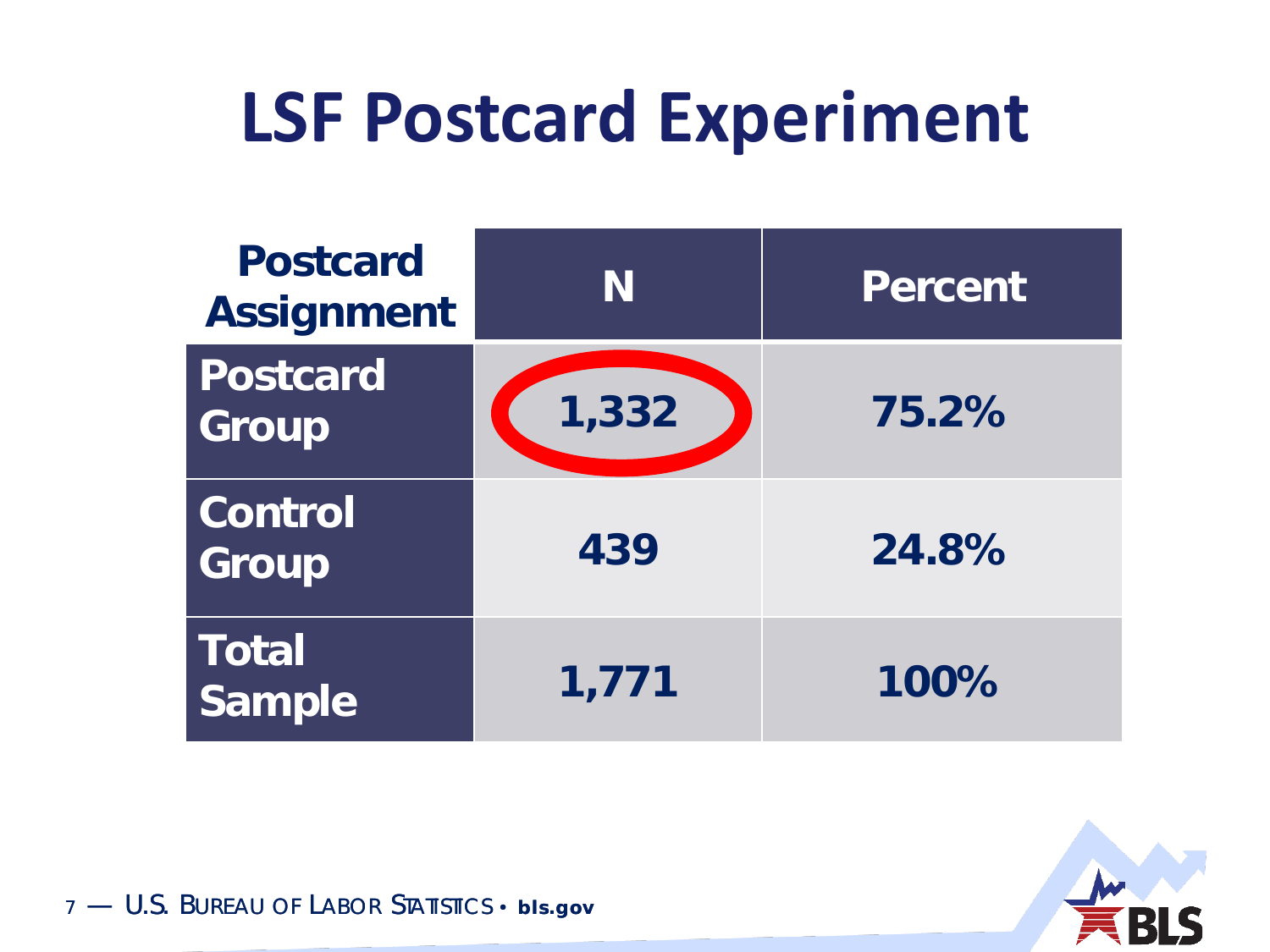# LSF Postcard Experiment

| Postcard Assignment | N | Percent |
|---|---|---|
| Postcard Group | 1,332 | 75.2% |
| Control Group | 439 | 24.8% |
| Total Sample | 1,771 | 100% |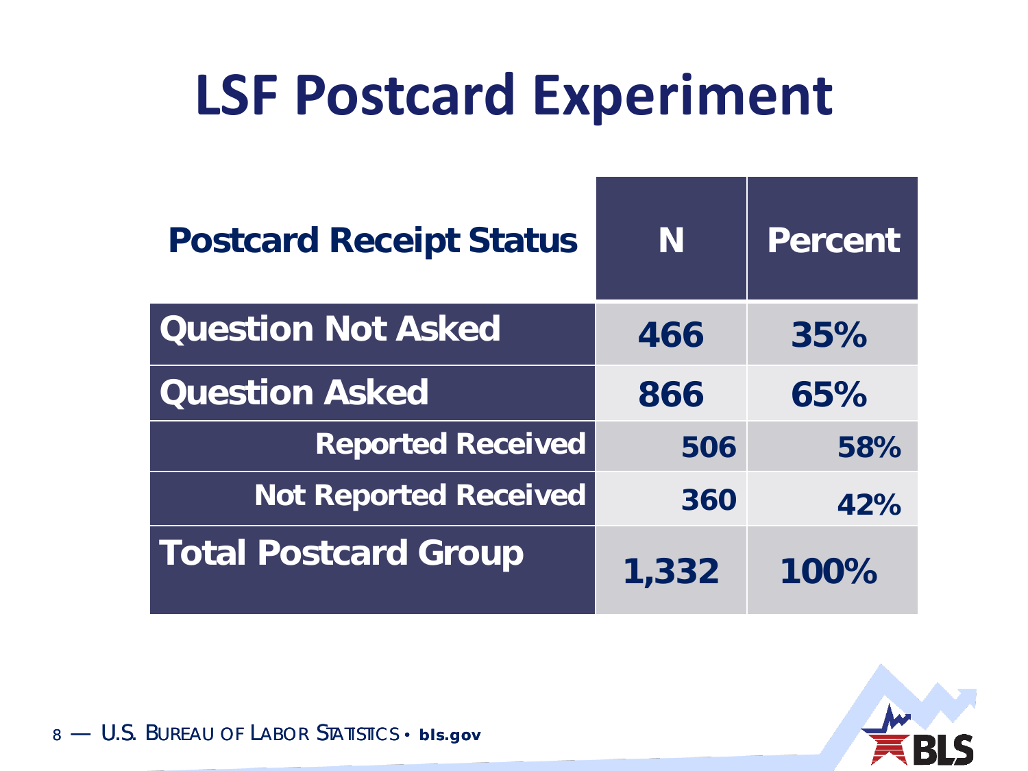# LSF Postcard Experiment

| Postcard Receipt Status | N | Percent |
| --- | --- | --- |
| Question Not Asked | 466 | 35% |
| Question Asked | 866 | 65% |
| Reported Received | 506 | 58% |
| Not Reported Received | 360 | 42% |
| Total Postcard Group | 1,332 | 100% |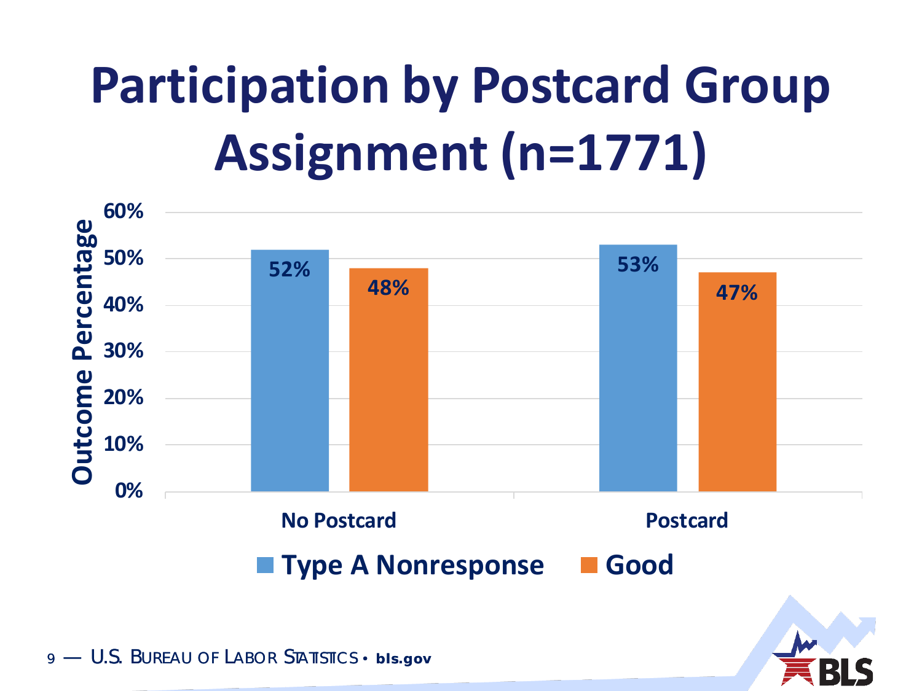# Participation by Postcard Group Assignment (n=1771)

| | Type A Nonresponse | Good |
|---|---|---|
| No Postcard | 52% | 48% |
| Postcard | 53% | 47% |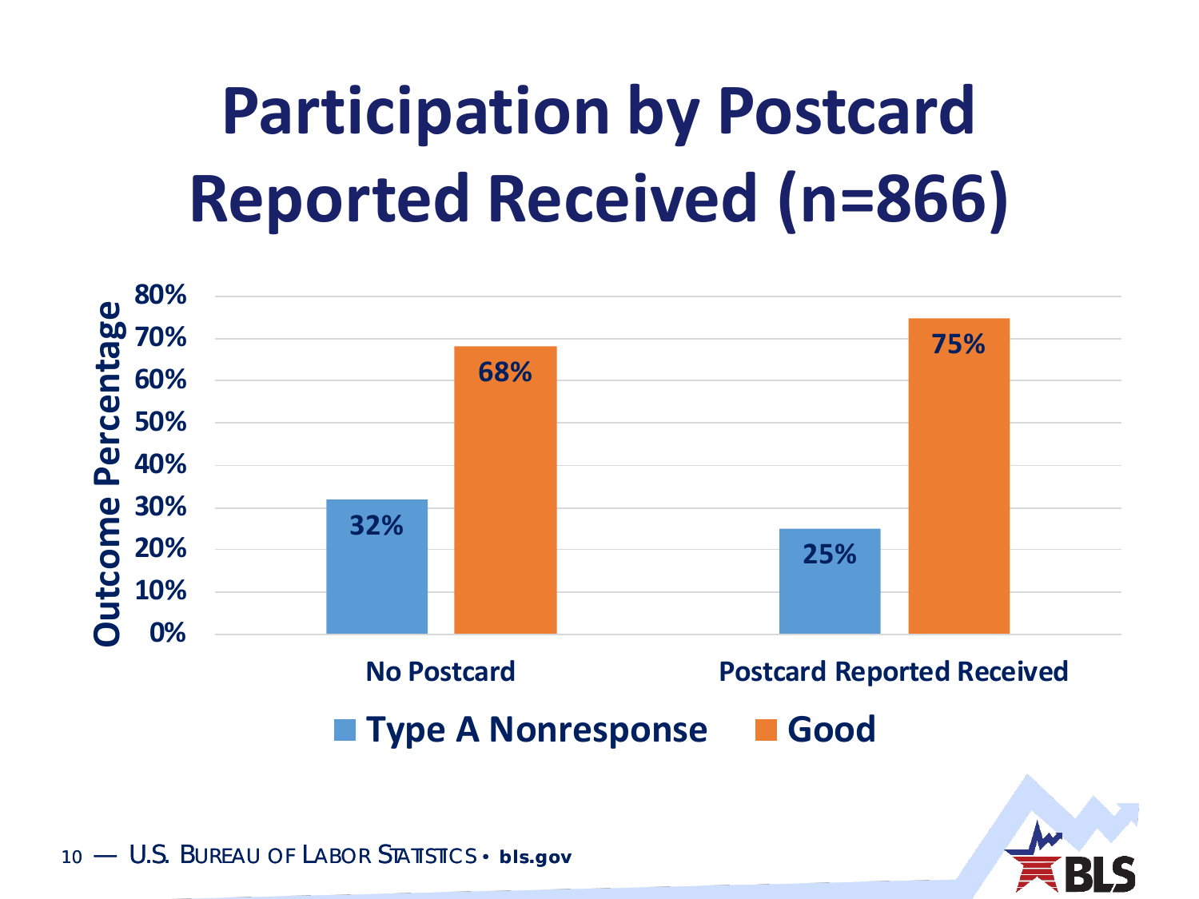# Participation by Postcard Reported Received (n=866)

| Outcome Percentage | Type A Nonresponse | Good |
|---|---|---|
| No Postcard | 32% | 68% |
| Postcard Reported Received | 25% | 75% |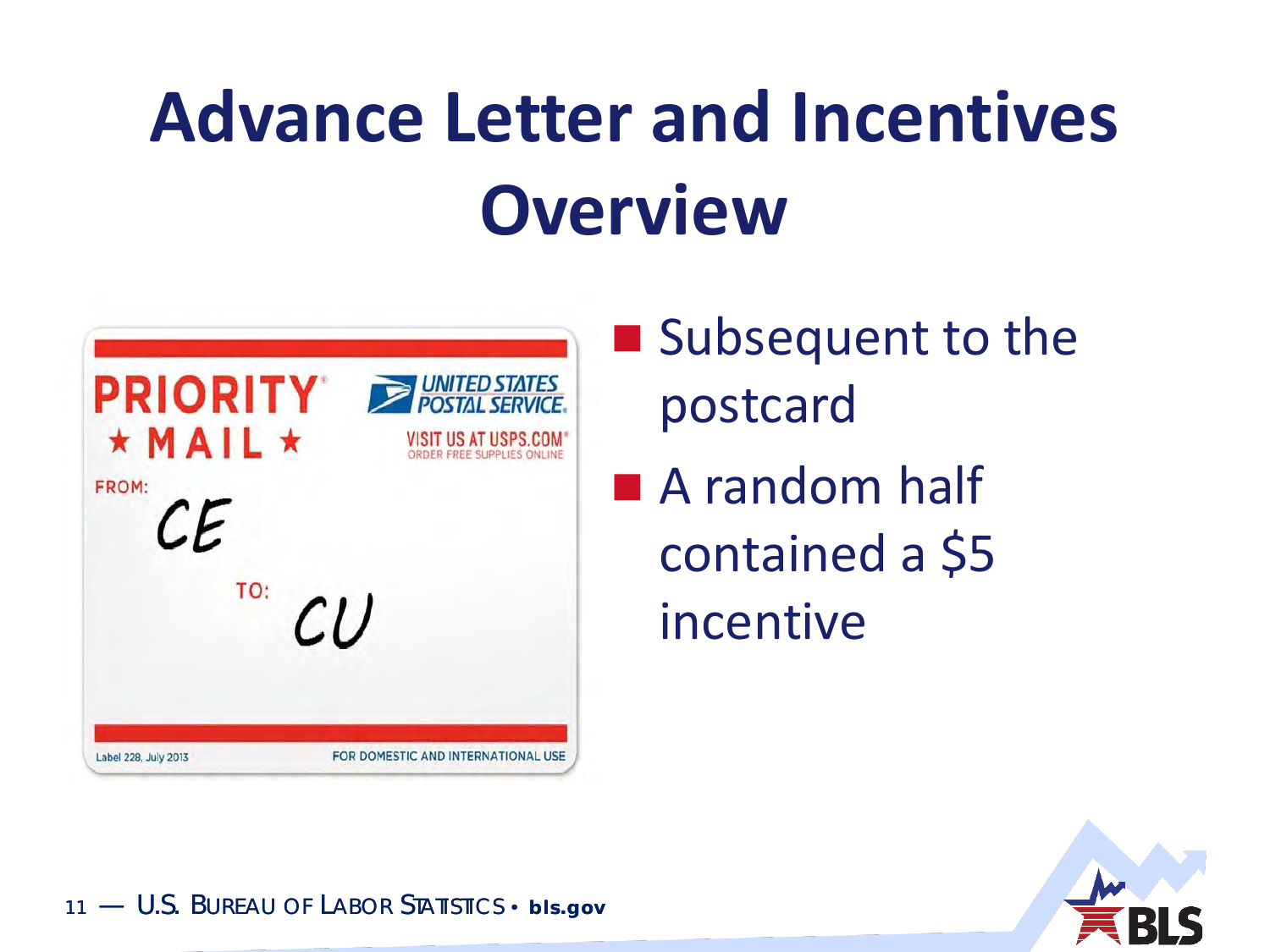# Advance Letter and Incentives Overview

- Subsequent to the postcard
- A random half contained a $5 incentive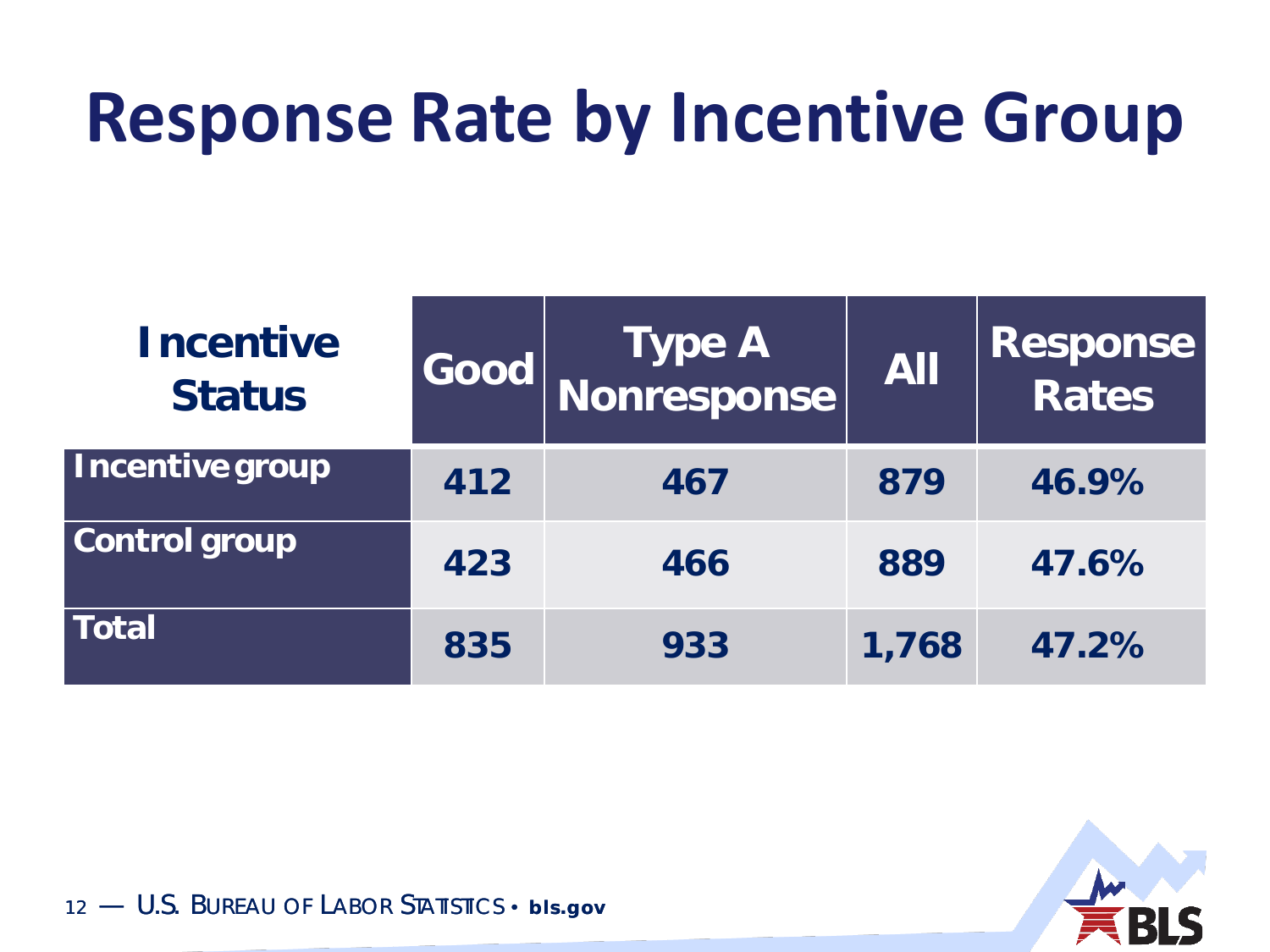# Response Rate by Incentive Group

| Incentive Status | Good | Type A Nonresponse | All | Response Rates |
|---|---|---|---|---|
| Incentive group | 412 | 467 | 879 | 46.9% |
| Control group | 423 | 466 | 889 | 47.6% |
| Total | 835 | 933 | 1,768 | 47.2% |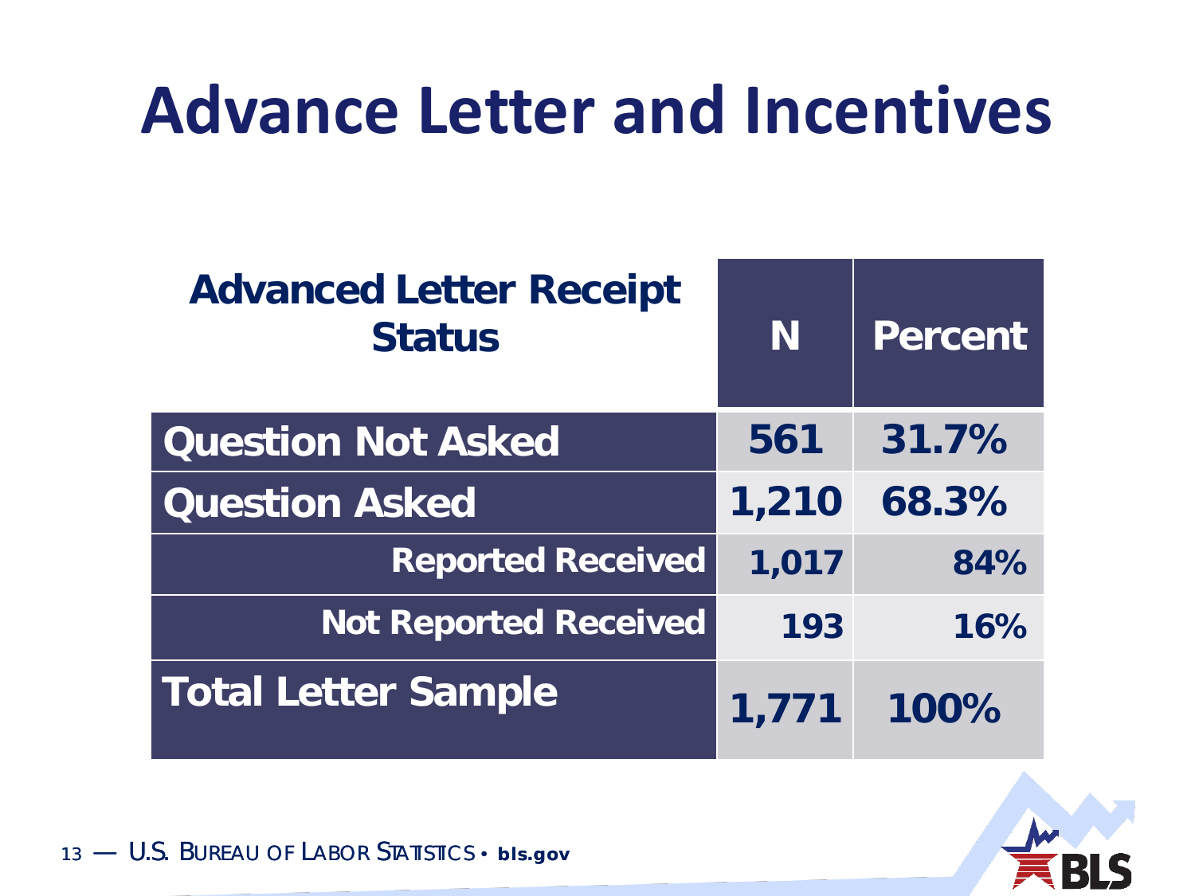# Advance Letter and Incentives

| Advanced Letter Receipt Status | N | Percent |
|---|---|---|
| Question Not Asked | 561 | 31.7% |
| Question Asked | 1,210 | 68.3% |
| Reported Received | 1,017 | 84% |
| Not Reported Received | 193 | 16% |
| Total Letter Sample | 1,771 | 100% |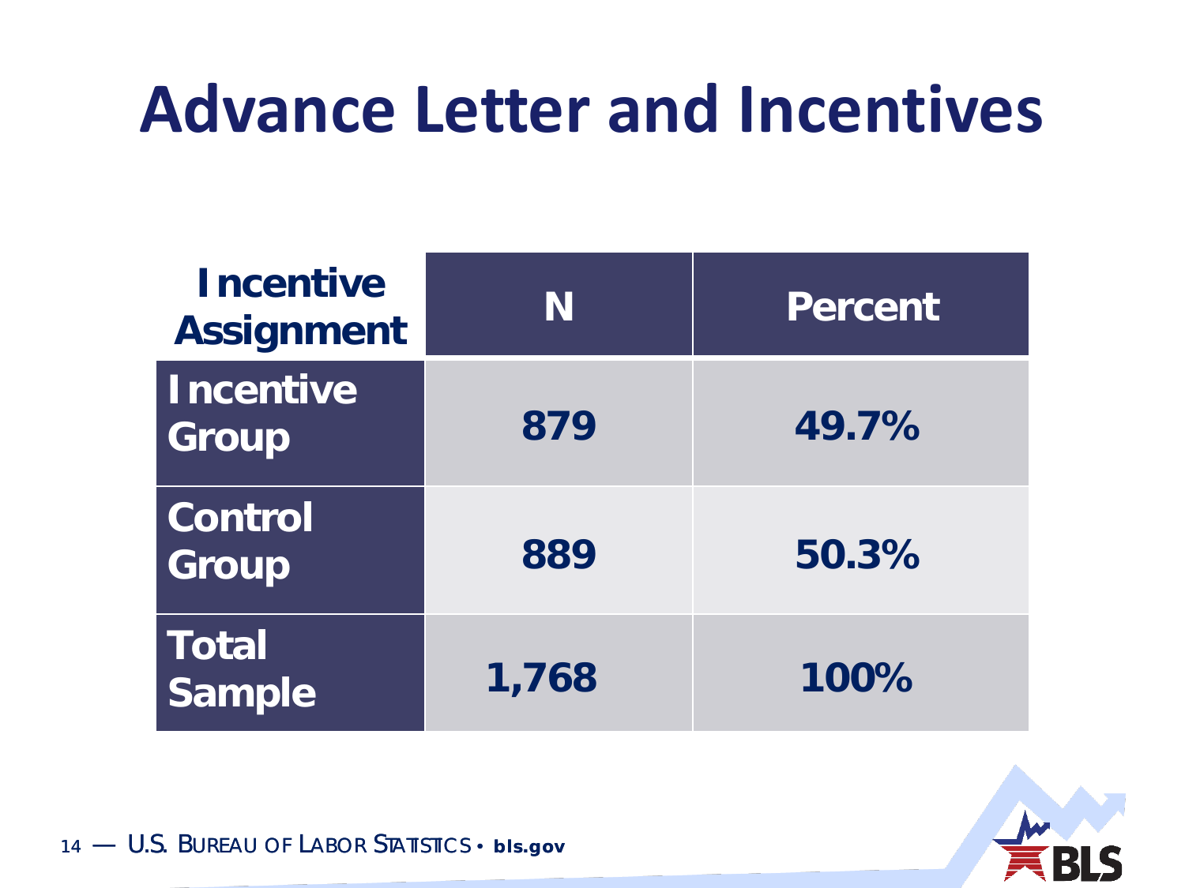# Advance Letter and Incentives

| Incentive Assignment | N | Percent |
|---|---|---|
| Incentive Group | 879 | 49.7% |
| Control Group | 889 | 50.3% |
| Total Sample | 1,768 | 100% |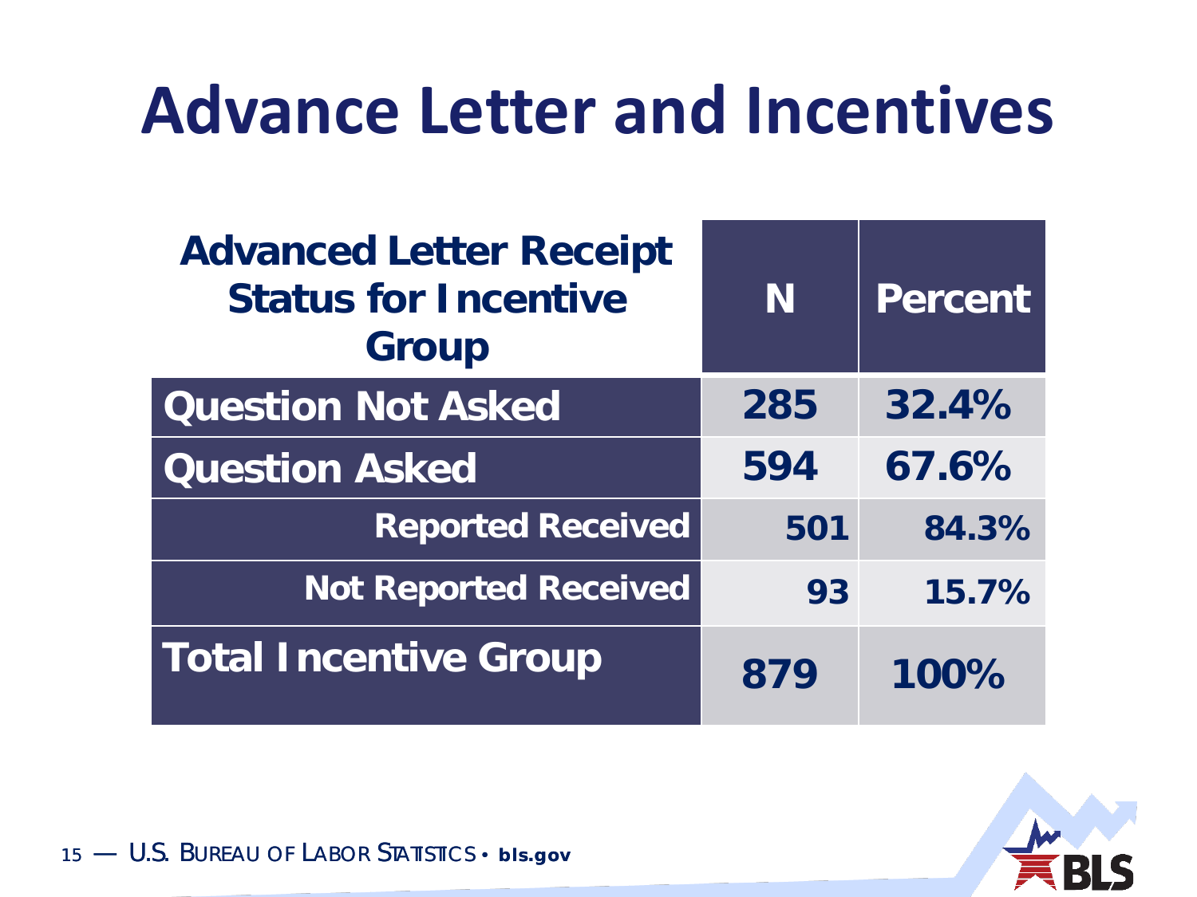# Advance Letter and Incentives

| Advanced Letter Receipt Status for Incentive Group | N | Percent |
|---|---|---|
| Question Not Asked | 285 | 32.4% |
| Question Asked | 594 | 67.6% |
| Reported Received | 501 | 84.3% |
| Not Reported Received | 93 | 15.7% |
| Total Incentive Group | 879 | 100% |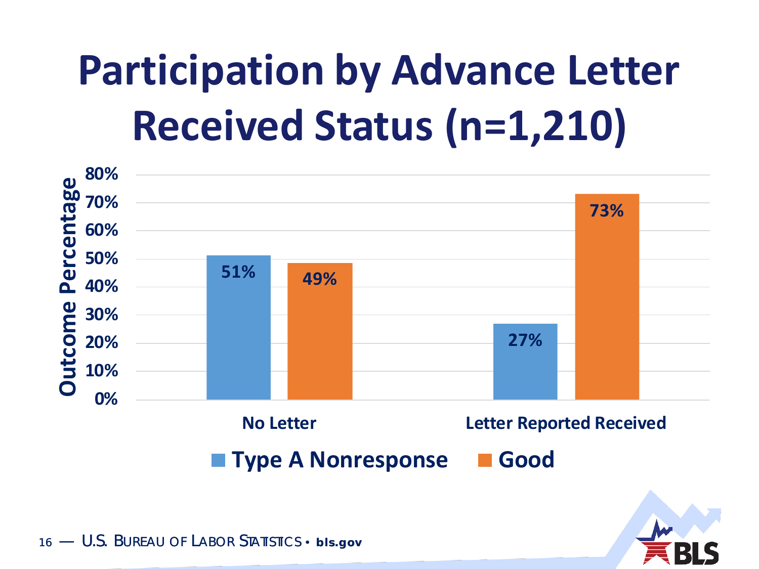# Participation by Advance Letter Received Status (n=1,210)

| | Type A Nonresponse | Good |
|---|---|---|
| No Letter | 51% | 49% |
| Letter Reported Received | 27% | 73% |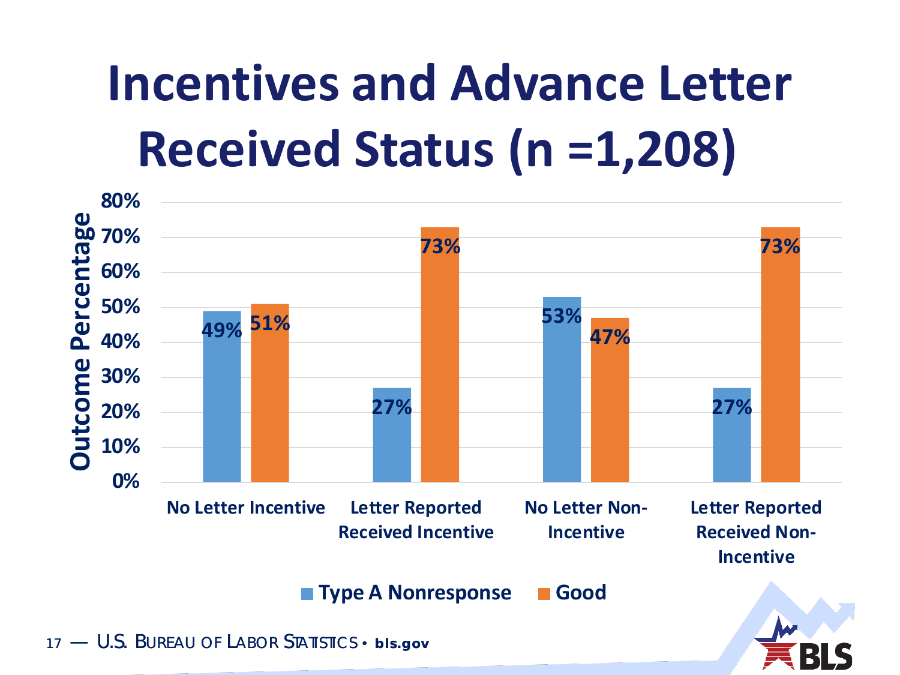# Incentives and Advance Letter Received Status (n =1,208)

| | Type A Nonresponse | Good |
|---|---|---|
| No Letter Incentive | 49% | 51% |
| Letter Reported Received Incentive | 27% | 73% |
| No Letter Non-Incentive | 53% | 47% |
| Letter Reported Received Non-Incentive | 27% | 73% |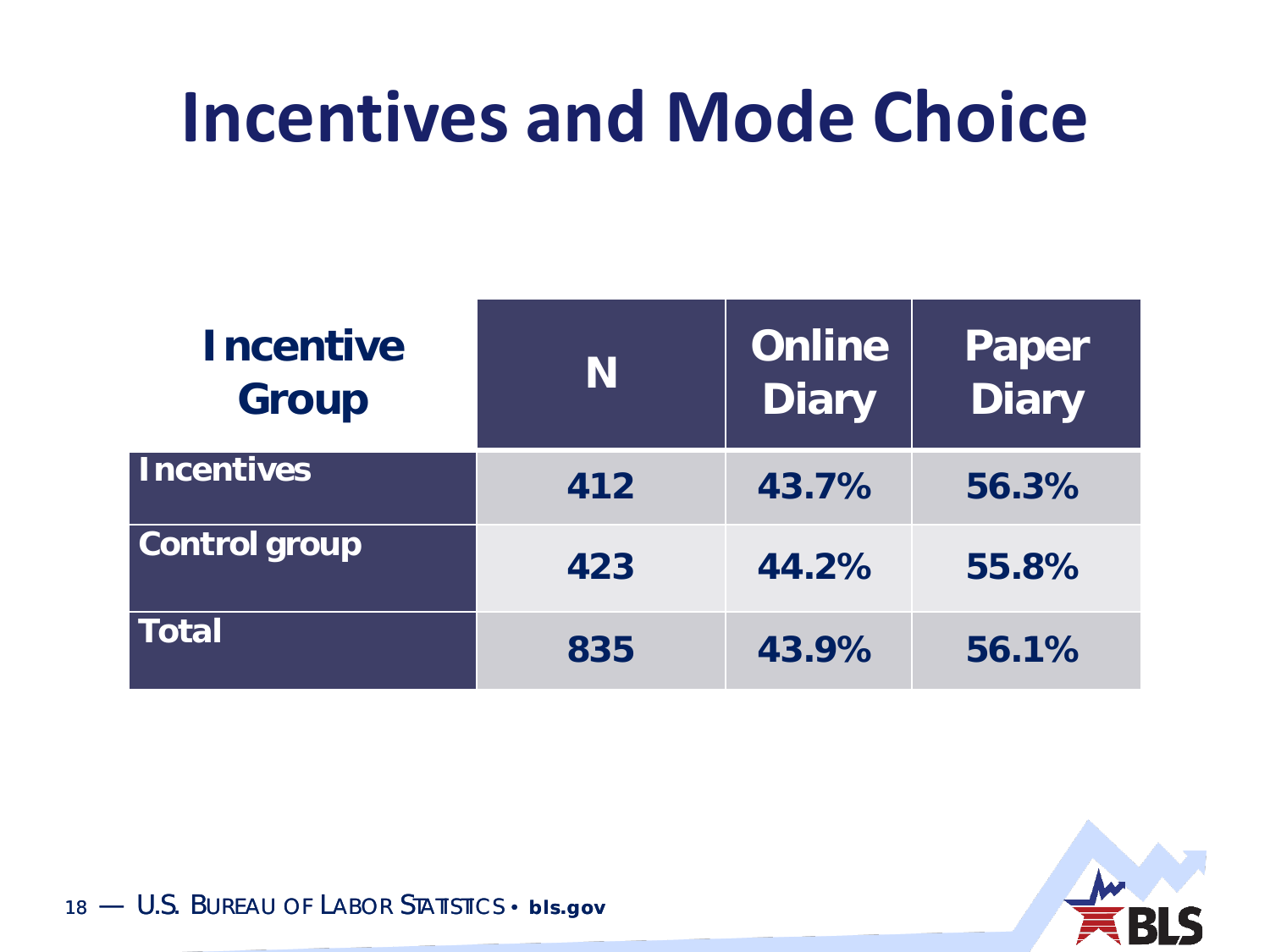# Incentives and Mode Choice

| Incentive Group | N | Online Diary | Paper Diary |
|---|---|---|---|
| Incentives | 412 | 43.7% | 56.3% |
| Control group | 423 | 44.2% | 55.8% |
| Total | 835 | 43.9% | 56.1% |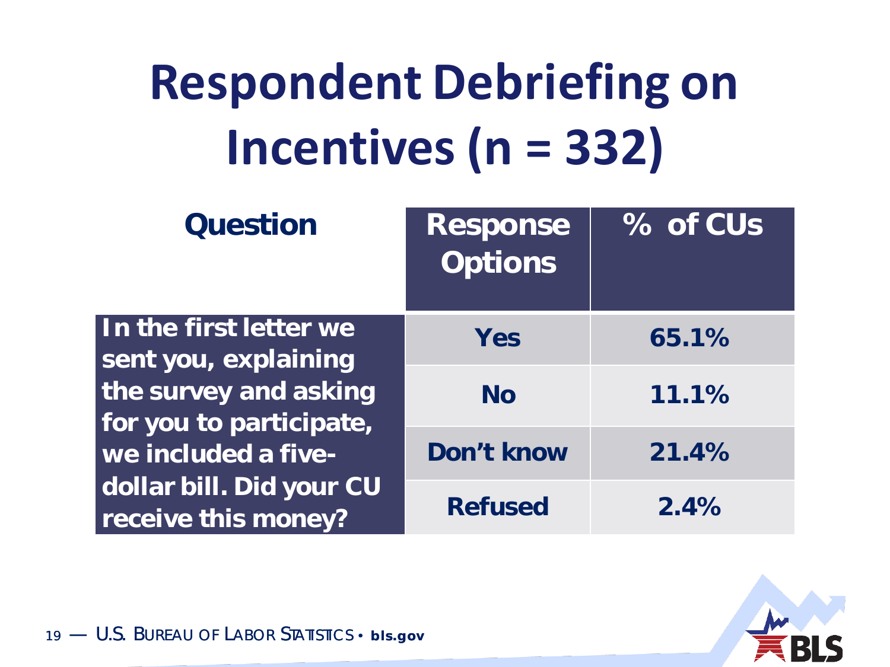# Respondent Debriefing on Incentives (n = 332)

| Question | Response Options | % of CUs |
|---|---|---|
| In the first letter we sent you, explaining the survey and asking for you to participate, we included a five-dollar bill. Did your CU receive this money? | Yes | 65.1% |
| | No | 11.1% |
| | Don't know | 21.4% |
| | Refused | 2.4% |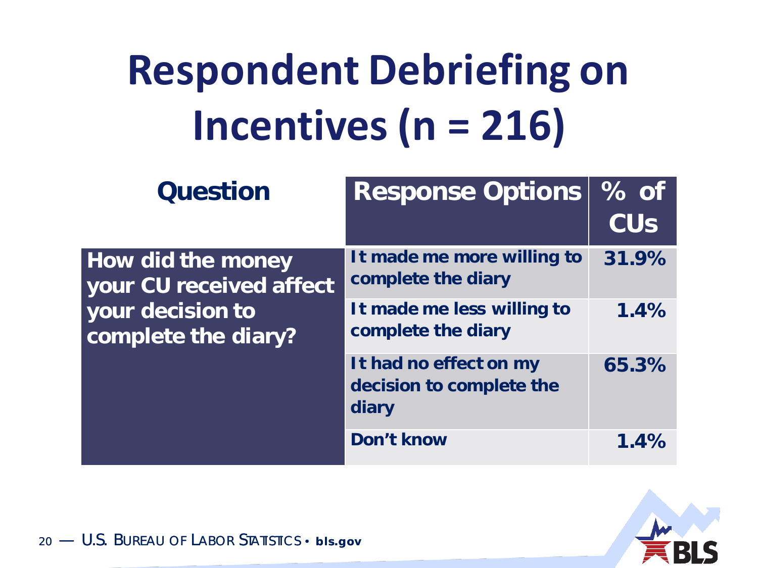# Respondent Debriefing on Incentives (n = 216)

| Question | Response Options | % of CUs |
|---|---|---|
| How did the money your CU received affect your decision to complete the diary? | It made me more willing to complete the diary | 31.9% |
| | It made me less willing to complete the diary | 1.4% |
| | It had no effect on my decision to complete the diary | 65.3% |
| | Don't know | 1.4% |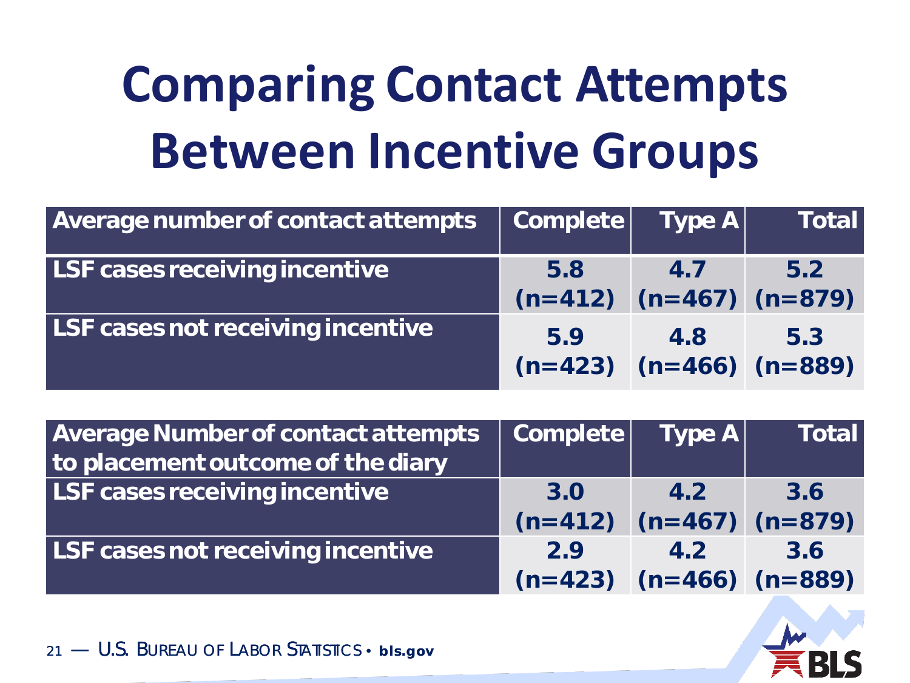# Comparing Contact Attempts Between Incentive Groups

| Average number of contact attempts | Complete | Type A | Total |
| --- | --- | --- | --- |
| LSF cases receiving incentive | 5.8 (n=412) | 4.7 (n=467) | 5.2 (n=879) |
| LSF cases not receiving incentive | 5.9 (n=423) | 4.8 (n=466) | 5.3 (n=889) |

| Average Number of contact attempts to placement outcome of the diary | Complete | Type A | Total |
| --- | --- | --- | --- |
| LSF cases receiving incentive | 3.0 (n=412) | 4.2 (n=467) | 3.6 (n=879) |
| LSF cases not receiving incentive | 2.9 (n=423) | 4.2 (n=466) | 3.6 (n=889) |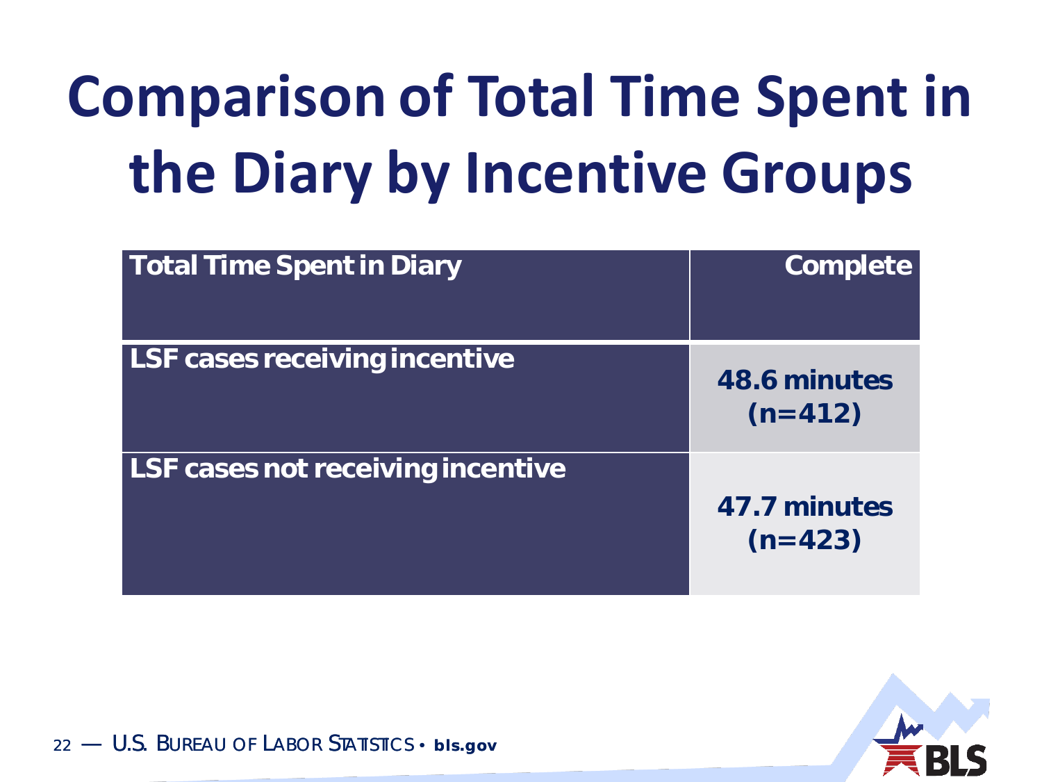# Comparison of Total Time Spent in the Diary by Incentive Groups

| Total Time Spent in Diary | Complete |
|---|---|
| LSF cases receiving incentive | 48.6 minutes (n=412) |
| LSF cases not receiving incentive | 47.7 minutes (n=423) |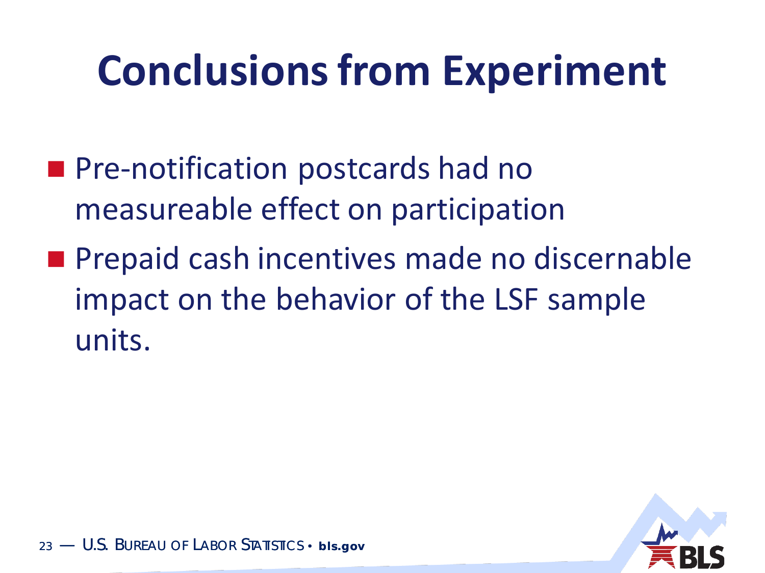# Conclusions from Experiment

- Pre-notification postcards had no measureable effect on participation
- Prepaid cash incentives made no discernable impact on the behavior of the LSF sample units.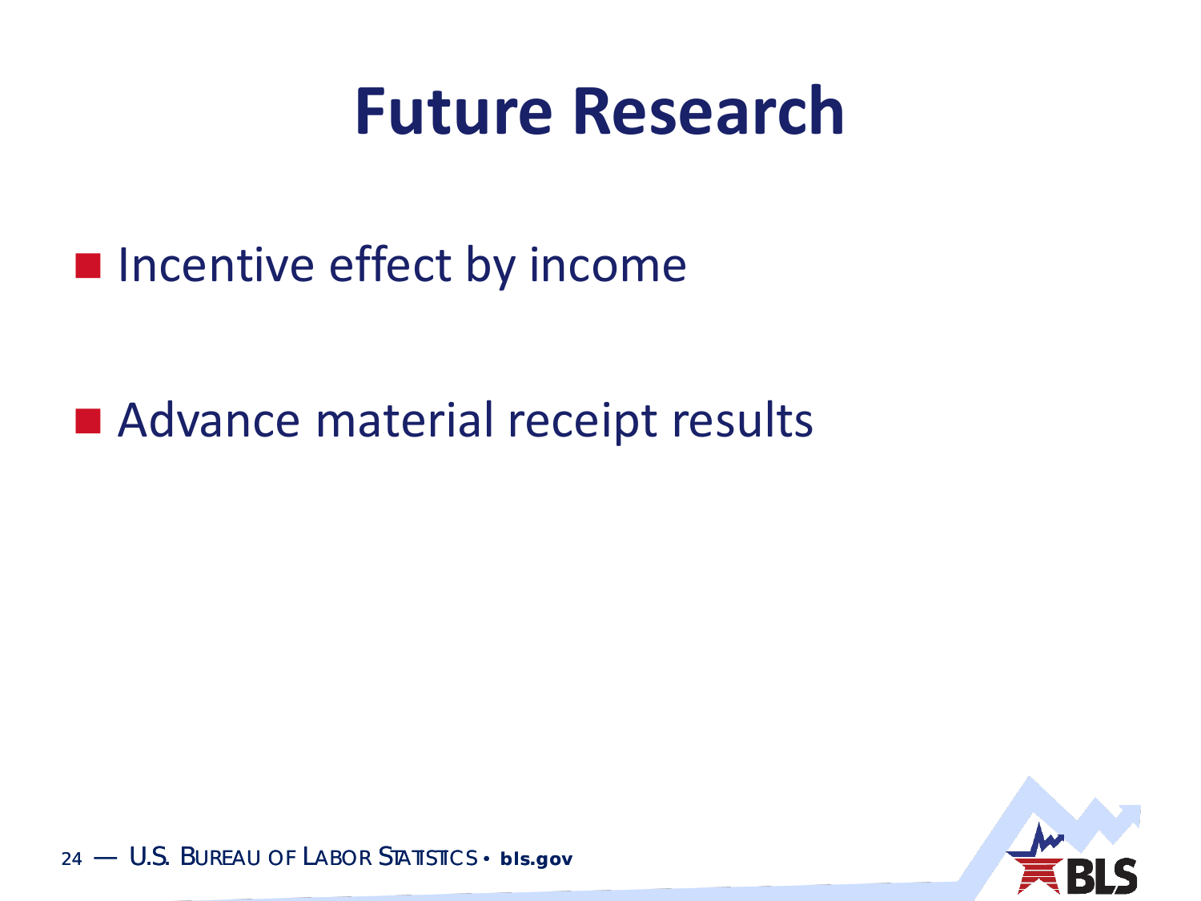# Future Research

- Incentive effect by income
- Advance material receipt results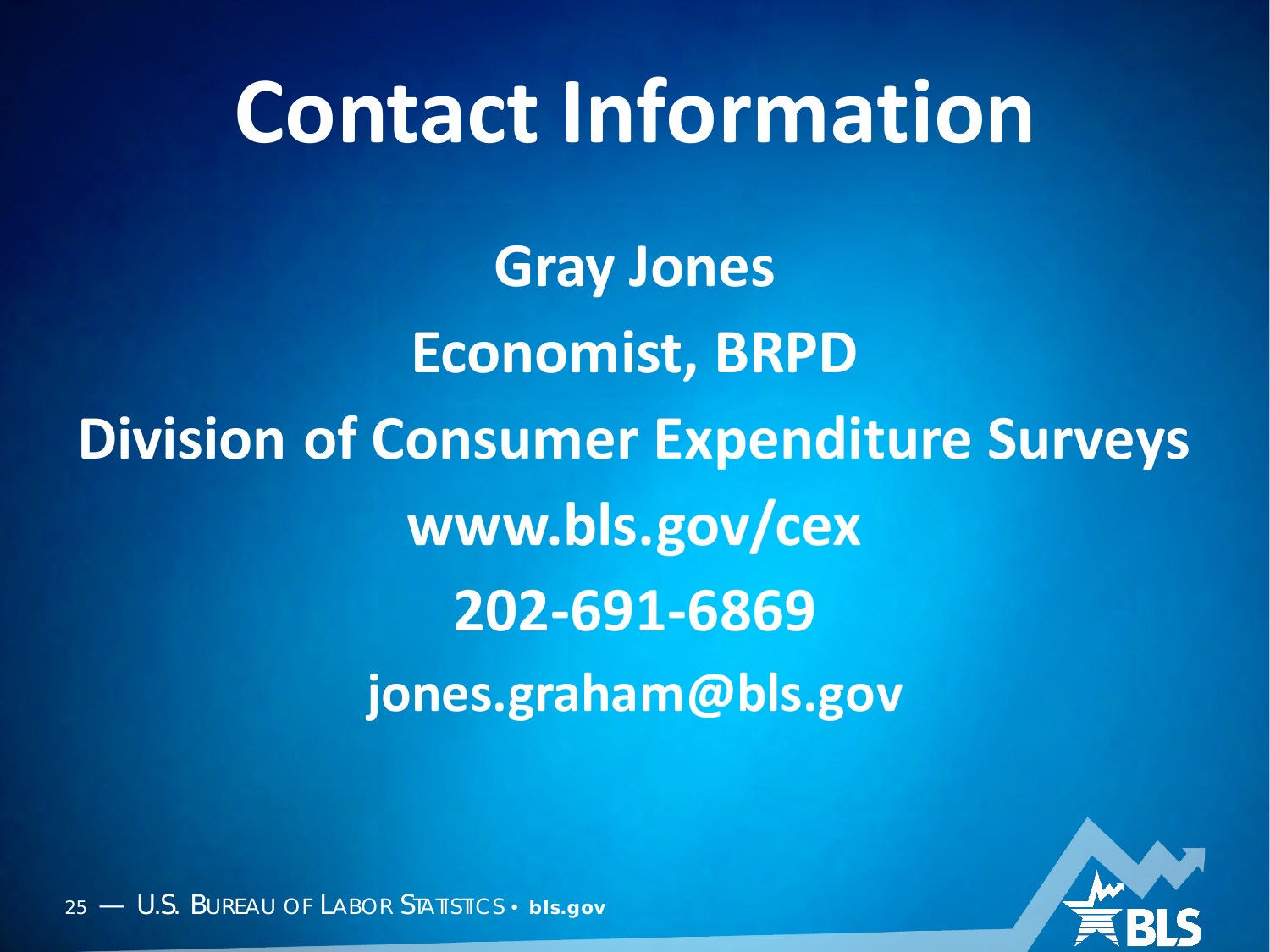# Contact Information

**Gray Jones**

**Economist, BRPD**

**Division of Consumer Expenditure Surveys**

**www.bls.gov/cex**

**202-691-6869**

**jones.graham@bls.gov**